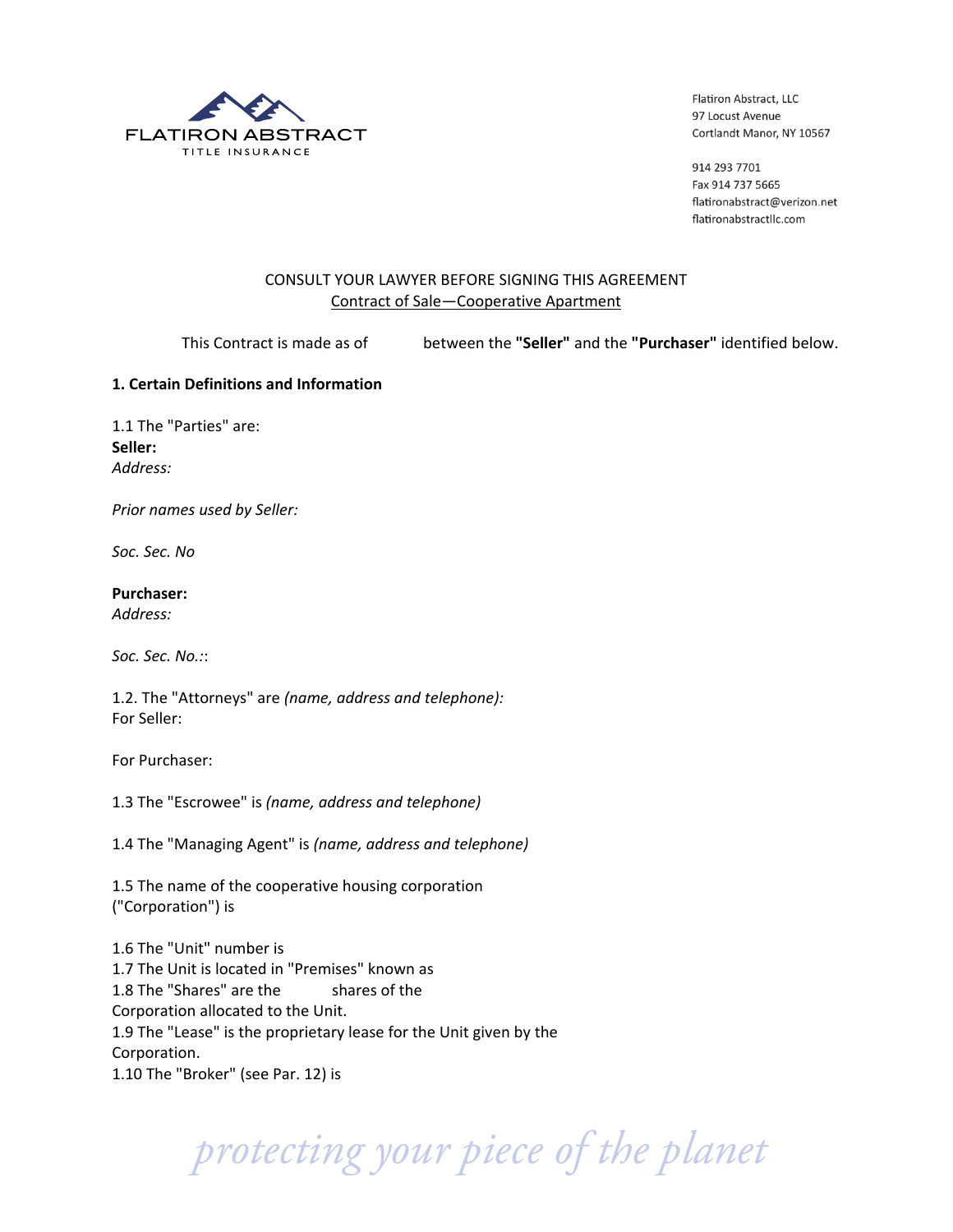FLATIRON ABSTRACT
TITLE INSURANCE

Flatiron Abstract, LLC
97 Locust Avenue
Cortlandt Manor, NY 10567

914 293 7701
Fax 914 737 5665
flatironabstract@verizon.net
flatironabstractllc.com

CONSULT YOUR LAWYER BEFORE SIGNING THIS AGREEMENT

Contract of Sale—Cooperative Apartment

This Contract is made as of between the **"Seller"** and the **"Purchaser"** identified below.

**1. Certain Definitions and Information**

1.1 The "Parties" are:

**Seller:**

*Address:*

*Prior names used by Seller:*

*Soc. Sec. No*

**Purchaser:**

*Address:*

*Soc. Sec. No.:*:

1.2. The "Attorneys" are *(name, address and telephone):*

For Seller:

For Purchaser:

1.3 The "Escrowee" is *(name, address and telephone)*

1.4 The "Managing Agent" is *(name, address and telephone)*

1.5 The name of the cooperative housing corporation ("Corporation") is

1.6 The "Unit" number is

1.7 The Unit is located in "Premises" known as

1.8 The "Shares" are the shares of the Corporation allocated to the Unit.

1.9 The "Lease" is the proprietary lease for the Unit given by the Corporation.

1.10 The "Broker" (see Par. 12) is

*protecting your piece of the planet*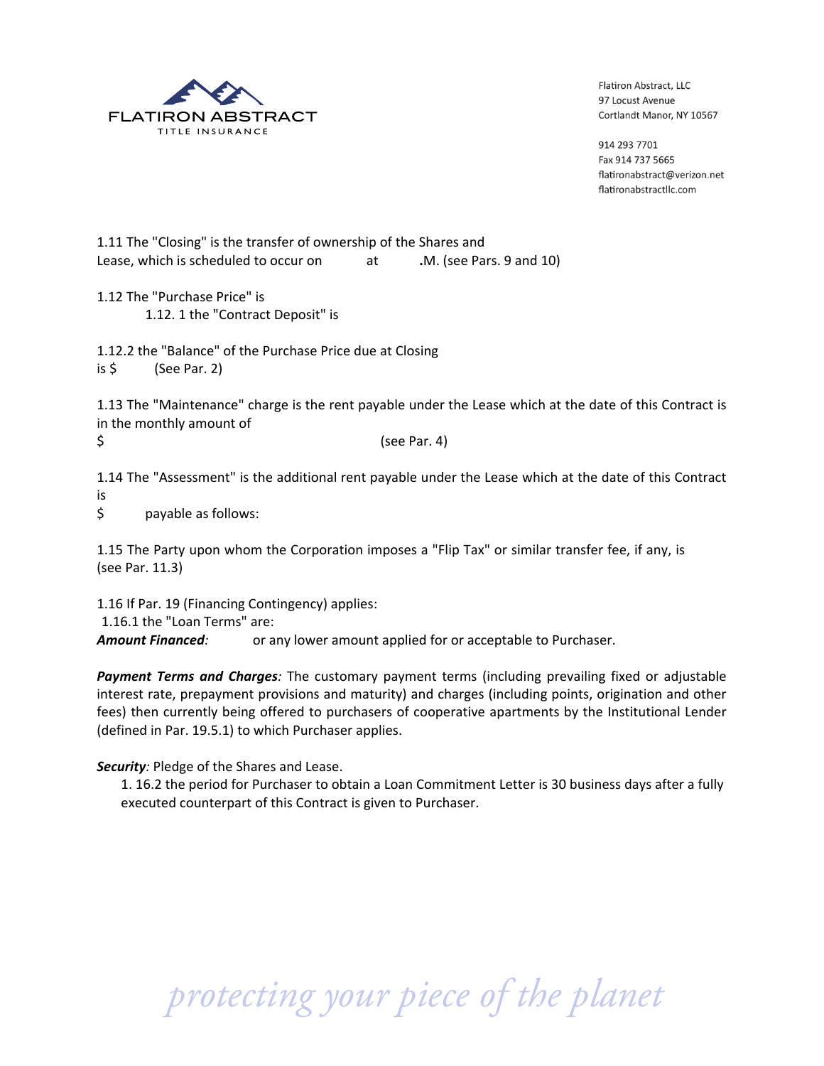1.11 The "Closing" is the transfer of ownership of the Shares and Lease, which is scheduled to occur on at .M. (see Pars. 9 and 10)

1.12 The "Purchase Price" is

1.12. 1 the "Contract Deposit" is

1.12.2 the "Balance" of the Purchase Price due at Closing is $ (See Par. 2)

1.13 The "Maintenance" charge is the rent payable under the Lease which at the date of this Contract is in the monthly amount of

$ (see Par. 4)

1.14 The "Assessment" is the additional rent payable under the Lease which at the date of this Contract is

$ payable as follows:

1.15 The Party upon whom the Corporation imposes a "Flip Tax" or similar transfer fee, if any, is (see Par. 11.3)

1.16 If Par. 19 (Financing Contingency) applies:

1.16.1 the "Loan Terms" are:

***Amount Financed:*** or any lower amount applied for or acceptable to Purchaser.

***Payment Terms and Charges:*** The customary payment terms (including prevailing fixed or adjustable interest rate, prepayment provisions and maturity) and charges (including points, origination and other fees) then currently being offered to purchasers of cooperative apartments by the Institutional Lender (defined in Par. 19.5.1) to which Purchaser applies.

***Security:*** Pledge of the Shares and Lease.

1. 16.2 the period for Purchaser to obtain a Loan Commitment Letter is 30 business days after a fully executed counterpart of this Contract is given to Purchaser.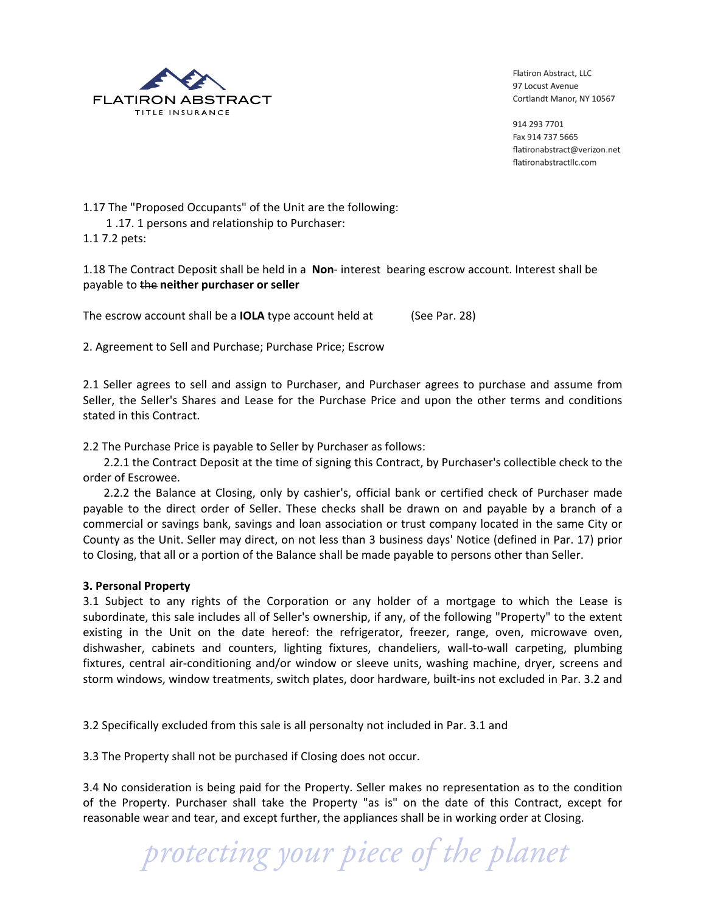1.17 The "Proposed Occupants" of the Unit are the following:

1 .17. 1 persons and relationship to Purchaser:

1.1 7.2 pets:

1.18 The Contract Deposit shall be held in a **Non**- interest bearing escrow account. Interest shall be payable to ~~the~~ **neither purchaser or seller**

The escrow account shall be a **IOLA** type account held at (See Par. 28)

2. Agreement to Sell and Purchase; Purchase Price; Escrow

2.1 Seller agrees to sell and assign to Purchaser, and Purchaser agrees to purchase and assume from Seller, the Seller's Shares and Lease for the Purchase Price and upon the other terms and conditions stated in this Contract.

2.2 The Purchase Price is payable to Seller by Purchaser as follows:

2.2.1 the Contract Deposit at the time of signing this Contract, by Purchaser's collectible check to the order of Escrowee.

2.2.2 the Balance at Closing, only by cashier's, official bank or certified check of Purchaser made payable to the direct order of Seller. These checks shall be drawn on and payable by a branch of a commercial or savings bank, savings and loan association or trust company located in the same City or County as the Unit. Seller may direct, on not less than 3 business days' Notice (defined in Par. 17) prior to Closing, that all or a portion of the Balance shall be made payable to persons other than Seller.

**3. Personal Property**

3.1 Subject to any rights of the Corporation or any holder of a mortgage to which the Lease is subordinate, this sale includes all of Seller's ownership, if any, of the following "Property" to the extent existing in the Unit on the date hereof: the refrigerator, freezer, range, oven, microwave oven, dishwasher, cabinets and counters, lighting fixtures, chandeliers, wall-to-wall carpeting, plumbing fixtures, central air-conditioning and/or window or sleeve units, washing machine, dryer, screens and storm windows, window treatments, switch plates, door hardware, built-ins not excluded in Par. 3.2 and

3.2 Specifically excluded from this sale is all personalty not included in Par. 3.1 and

3.3 The Property shall not be purchased if Closing does not occur.

3.4 No consideration is being paid for the Property. Seller makes no representation as to the condition of the Property. Purchaser shall take the Property "as is" on the date of this Contract, except for reasonable wear and tear, and except further, the appliances shall be in working order at Closing.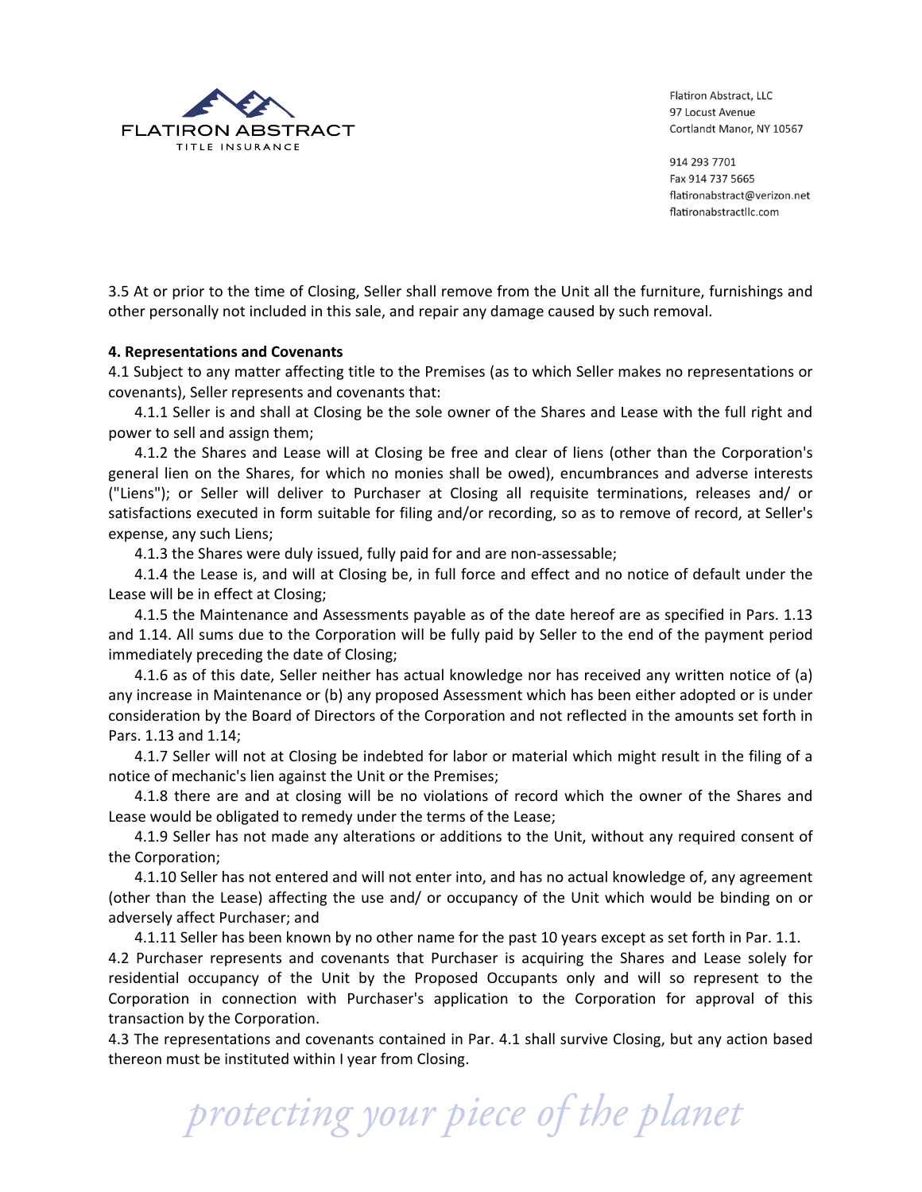3.5 At or prior to the time of Closing, Seller shall remove from the Unit all the furniture, furnishings and other personally not included in this sale, and repair any damage caused by such removal.

**4. Representations and Covenants**

4.1 Subject to any matter affecting title to the Premises (as to which Seller makes no representations or covenants), Seller represents and covenants that:

4.1.1 Seller is and shall at Closing be the sole owner of the Shares and Lease with the full right and power to sell and assign them;

4.1.2 the Shares and Lease will at Closing be free and clear of liens (other than the Corporation's general lien on the Shares, for which no monies shall be owed), encumbrances and adverse interests ("Liens"); or Seller will deliver to Purchaser at Closing all requisite terminations, releases and/ or satisfactions executed in form suitable for filing and/or recording, so as to remove of record, at Seller's expense, any such Liens;

4.1.3 the Shares were duly issued, fully paid for and are non-assessable;

4.1.4 the Lease is, and will at Closing be, in full force and effect and no notice of default under the Lease will be in effect at Closing;

4.1.5 the Maintenance and Assessments payable as of the date hereof are as specified in Pars. 1.13 and 1.14. All sums due to the Corporation will be fully paid by Seller to the end of the payment period immediately preceding the date of Closing;

4.1.6 as of this date, Seller neither has actual knowledge nor has received any written notice of (a) any increase in Maintenance or (b) any proposed Assessment which has been either adopted or is under consideration by the Board of Directors of the Corporation and not reflected in the amounts set forth in Pars. 1.13 and 1.14;

4.1.7 Seller will not at Closing be indebted for labor or material which might result in the filing of a notice of mechanic's lien against the Unit or the Premises;

4.1.8 there are and at closing will be no violations of record which the owner of the Shares and Lease would be obligated to remedy under the terms of the Lease;

4.1.9 Seller has not made any alterations or additions to the Unit, without any required consent of the Corporation;

4.1.10 Seller has not entered and will not enter into, and has no actual knowledge of, any agreement (other than the Lease) affecting the use and/ or occupancy of the Unit which would be binding on or adversely affect Purchaser; and

4.1.11 Seller has been known by no other name for the past 10 years except as set forth in Par. 1.1.

4.2 Purchaser represents and covenants that Purchaser is acquiring the Shares and Lease solely for residential occupancy of the Unit by the Proposed Occupants only and will so represent to the Corporation in connection with Purchaser's application to the Corporation for approval of this transaction by the Corporation.

4.3 The representations and covenants contained in Par. 4.1 shall survive Closing, but any action based thereon must be instituted within I year from Closing.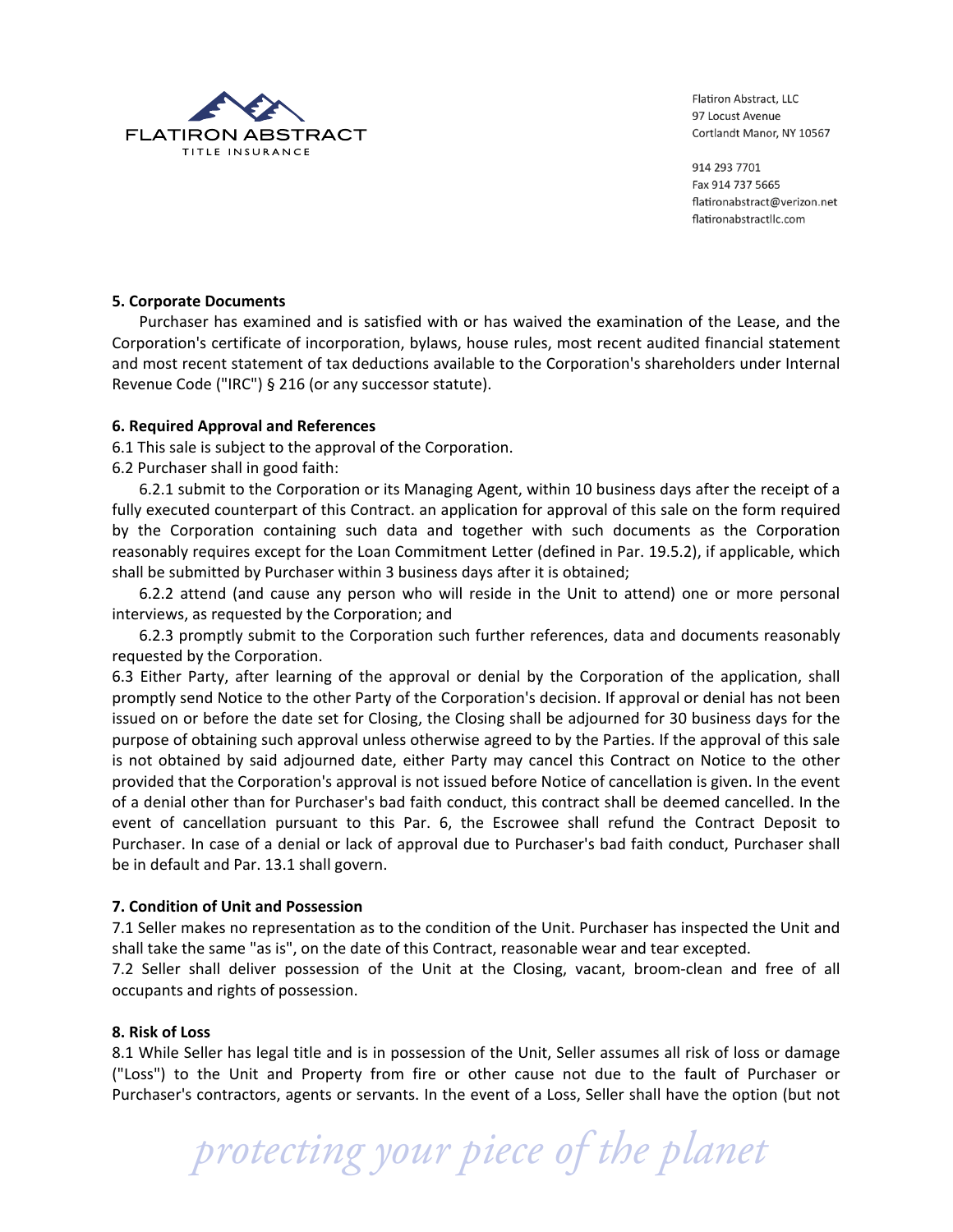**5. Corporate Documents**

Purchaser has examined and is satisfied with or has waived the examination of the Lease, and the Corporation's certificate of incorporation, bylaws, house rules, most recent audited financial statement and most recent statement of tax deductions available to the Corporation's shareholders under Internal Revenue Code ("IRC") § 216 (or any successor statute).

**6. Required Approval and References**

6.1 This sale is subject to the approval of the Corporation.

6.2 Purchaser shall in good faith:

6.2.1 submit to the Corporation or its Managing Agent, within 10 business days after the receipt of a fully executed counterpart of this Contract. an application for approval of this sale on the form required by the Corporation containing such data and together with such documents as the Corporation reasonably requires except for the Loan Commitment Letter (defined in Par. 19.5.2), if applicable, which shall be submitted by Purchaser within 3 business days after it is obtained;

6.2.2 attend (and cause any person who will reside in the Unit to attend) one or more personal interviews, as requested by the Corporation; and

6.2.3 promptly submit to the Corporation such further references, data and documents reasonably requested by the Corporation.

6.3 Either Party, after learning of the approval or denial by the Corporation of the application, shall promptly send Notice to the other Party of the Corporation's decision. If approval or denial has not been issued on or before the date set for Closing, the Closing shall be adjourned for 30 business days for the purpose of obtaining such approval unless otherwise agreed to by the Parties. If the approval of this sale is not obtained by said adjourned date, either Party may cancel this Contract on Notice to the other provided that the Corporation's approval is not issued before Notice of cancellation is given. In the event of a denial other than for Purchaser's bad faith conduct, this contract shall be deemed cancelled. In the event of cancellation pursuant to this Par. 6, the Escrowee shall refund the Contract Deposit to Purchaser. In case of a denial or lack of approval due to Purchaser's bad faith conduct, Purchaser shall be in default and Par. 13.1 shall govern.

**7. Condition of Unit and Possession**

7.1 Seller makes no representation as to the condition of the Unit. Purchaser has inspected the Unit and shall take the same "as is", on the date of this Contract, reasonable wear and tear excepted.

7.2 Seller shall deliver possession of the Unit at the Closing, vacant, broom-clean and free of all occupants and rights of possession.

**8. Risk of Loss**

8.1 While Seller has legal title and is in possession of the Unit, Seller assumes all risk of loss or damage ("Loss") to the Unit and Property from fire or other cause not due to the fault of Purchaser or Purchaser's contractors, agents or servants. In the event of a Loss, Seller shall have the option (but not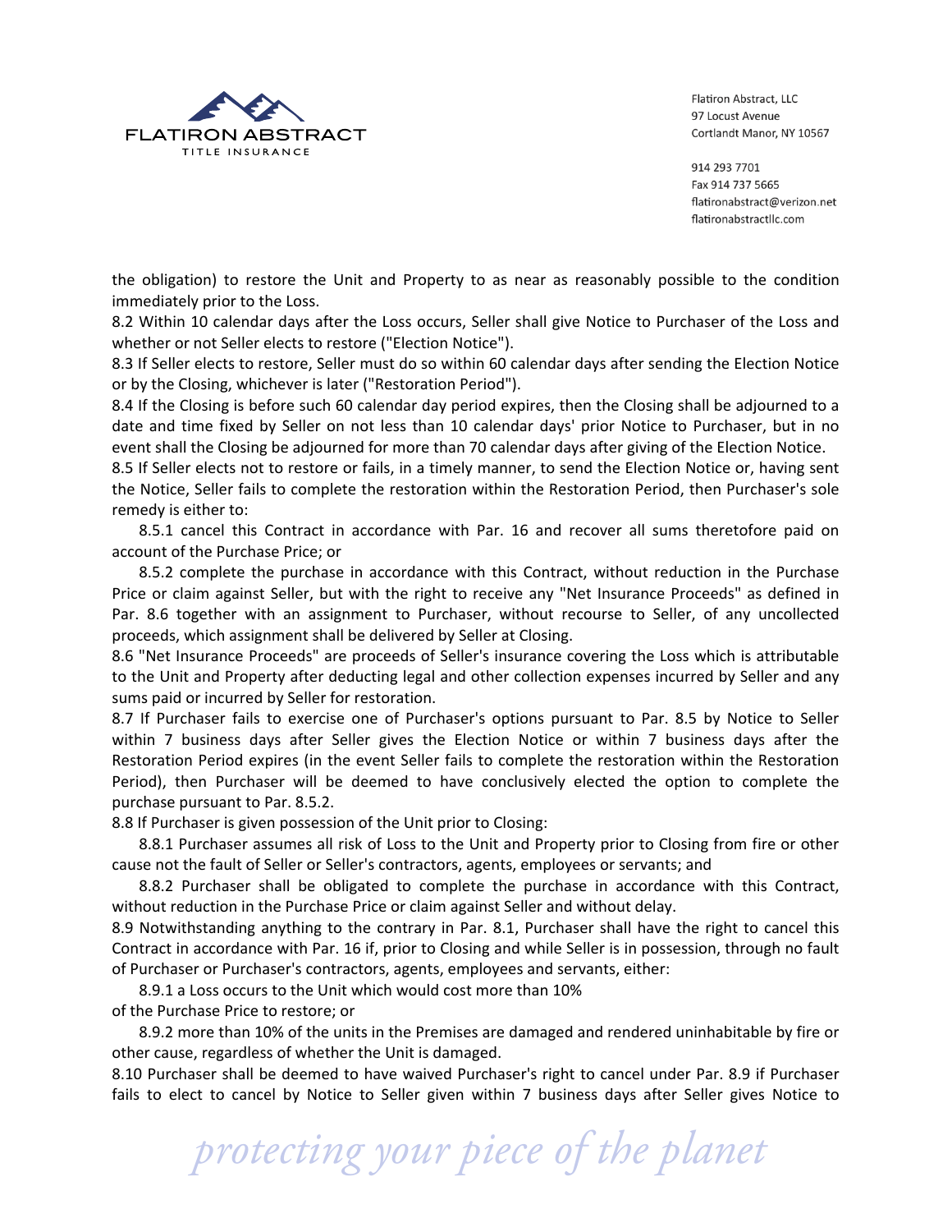the obligation) to restore the Unit and Property to as near as reasonably possible to the condition immediately prior to the Loss.

8.2 Within 10 calendar days after the Loss occurs, Seller shall give Notice to Purchaser of the Loss and whether or not Seller elects to restore ("Election Notice").

8.3 If Seller elects to restore, Seller must do so within 60 calendar days after sending the Election Notice or by the Closing, whichever is later ("Restoration Period").

8.4 If the Closing is before such 60 calendar day period expires, then the Closing shall be adjourned to a date and time fixed by Seller on not less than 10 calendar days' prior Notice to Purchaser, but in no event shall the Closing be adjourned for more than 70 calendar days after giving of the Election Notice.

8.5 If Seller elects not to restore or fails, in a timely manner, to send the Election Notice or, having sent the Notice, Seller fails to complete the restoration within the Restoration Period, then Purchaser's sole remedy is either to:

8.5.1 cancel this Contract in accordance with Par. 16 and recover all sums theretofore paid on account of the Purchase Price; or

8.5.2 complete the purchase in accordance with this Contract, without reduction in the Purchase Price or claim against Seller, but with the right to receive any "Net Insurance Proceeds" as defined in Par. 8.6 together with an assignment to Purchaser, without recourse to Seller, of any uncollected proceeds, which assignment shall be delivered by Seller at Closing.

8.6 "Net Insurance Proceeds" are proceeds of Seller's insurance covering the Loss which is attributable to the Unit and Property after deducting legal and other collection expenses incurred by Seller and any sums paid or incurred by Seller for restoration.

8.7 If Purchaser fails to exercise one of Purchaser's options pursuant to Par. 8.5 by Notice to Seller within 7 business days after Seller gives the Election Notice or within 7 business days after the Restoration Period expires (in the event Seller fails to complete the restoration within the Restoration Period), then Purchaser will be deemed to have conclusively elected the option to complete the purchase pursuant to Par. 8.5.2.

8.8 If Purchaser is given possession of the Unit prior to Closing:

8.8.1 Purchaser assumes all risk of Loss to the Unit and Property prior to Closing from fire or other cause not the fault of Seller or Seller's contractors, agents, employees or servants; and

8.8.2 Purchaser shall be obligated to complete the purchase in accordance with this Contract, without reduction in the Purchase Price or claim against Seller and without delay.

8.9 Notwithstanding anything to the contrary in Par. 8.1, Purchaser shall have the right to cancel this Contract in accordance with Par. 16 if, prior to Closing and while Seller is in possession, through no fault of Purchaser or Purchaser's contractors, agents, employees and servants, either:

8.9.1 a Loss occurs to the Unit which would cost more than 10% of the Purchase Price to restore; or

8.9.2 more than 10% of the units in the Premises are damaged and rendered uninhabitable by fire or other cause, regardless of whether the Unit is damaged.

8.10 Purchaser shall be deemed to have waived Purchaser's right to cancel under Par. 8.9 if Purchaser fails to elect to cancel by Notice to Seller given within 7 business days after Seller gives Notice to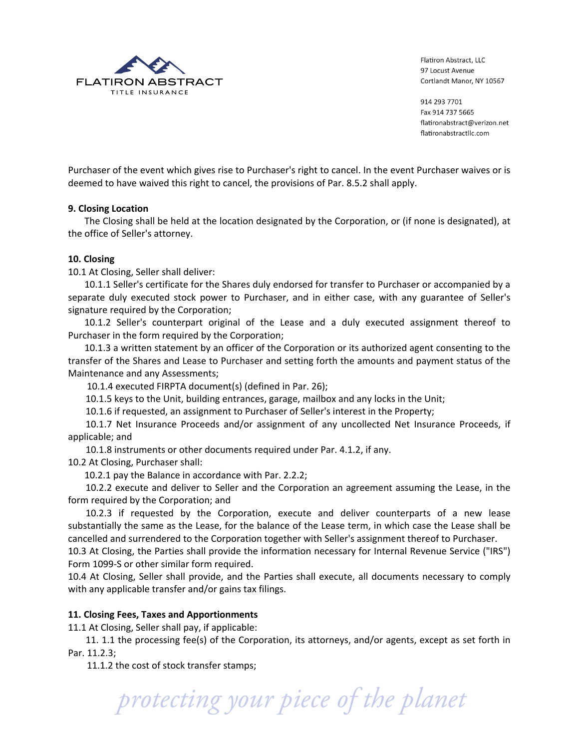Purchaser of the event which gives rise to Purchaser's right to cancel. In the event Purchaser waives or is deemed to have waived this right to cancel, the provisions of Par. 8.5.2 shall apply.

**9. Closing Location**

The Closing shall be held at the location designated by the Corporation, or (if none is designated), at the office of Seller's attorney.

**10. Closing**

10.1 At Closing, Seller shall deliver:

10.1.1 Seller's certificate for the Shares duly endorsed for transfer to Purchaser or accompanied by a separate duly executed stock power to Purchaser, and in either case, with any guarantee of Seller's signature required by the Corporation;

10.1.2 Seller's counterpart original of the Lease and a duly executed assignment thereof to Purchaser in the form required by the Corporation;

10.1.3 a written statement by an officer of the Corporation or its authorized agent consenting to the transfer of the Shares and Lease to Purchaser and setting forth the amounts and payment status of the Maintenance and any Assessments;

10.1.4 executed FIRPTA document(s) (defined in Par. 26);

10.1.5 keys to the Unit, building entrances, garage, mailbox and any locks in the Unit;

10.1.6 if requested, an assignment to Purchaser of Seller's interest in the Property;

10.1.7 Net Insurance Proceeds and/or assignment of any uncollected Net Insurance Proceeds, if applicable; and

10.1.8 instruments or other documents required under Par. 4.1.2, if any.

10.2 At Closing, Purchaser shall:

10.2.1 pay the Balance in accordance with Par. 2.2.2;

10.2.2 execute and deliver to Seller and the Corporation an agreement assuming the Lease, in the form required by the Corporation; and

10.2.3 if requested by the Corporation, execute and deliver counterparts of a new lease substantially the same as the Lease, for the balance of the Lease term, in which case the Lease shall be cancelled and surrendered to the Corporation together with Seller's assignment thereof to Purchaser.

10.3 At Closing, the Parties shall provide the information necessary for Internal Revenue Service ("IRS") Form 1099-S or other similar form required.

10.4 At Closing, Seller shall provide, and the Parties shall execute, all documents necessary to comply with any applicable transfer and/or gains tax filings.

**11. Closing Fees, Taxes and Apportionments**

11.1 At Closing, Seller shall pay, if applicable:

11. 1.1 the processing fee(s) of the Corporation, its attorneys, and/or agents, except as set forth in Par. 11.2.3;

11.1.2 the cost of stock transfer stamps;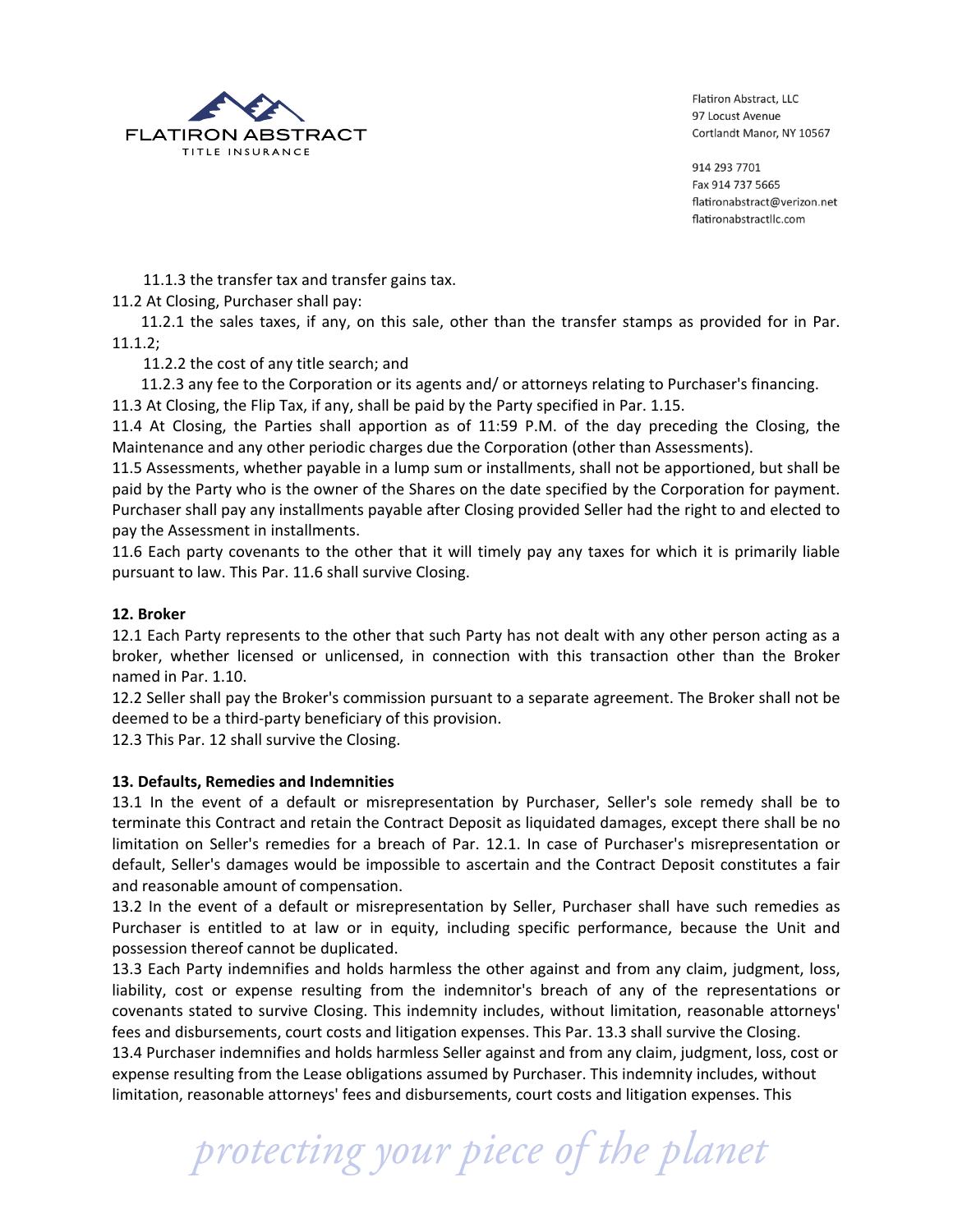11.1.3 the transfer tax and transfer gains tax.

11.2 At Closing, Purchaser shall pay:

11.2.1 the sales taxes, if any, on this sale, other than the transfer stamps as provided for in Par. 11.1.2;

11.2.2 the cost of any title search; and

11.2.3 any fee to the Corporation or its agents and/ or attorneys relating to Purchaser's financing.

11.3 At Closing, the Flip Tax, if any, shall be paid by the Party specified in Par. 1.15.

11.4 At Closing, the Parties shall apportion as of 11:59 P.M. of the day preceding the Closing, the Maintenance and any other periodic charges due the Corporation (other than Assessments).

11.5 Assessments, whether payable in a lump sum or installments, shall not be apportioned, but shall be paid by the Party who is the owner of the Shares on the date specified by the Corporation for payment. Purchaser shall pay any installments payable after Closing provided Seller had the right to and elected to pay the Assessment in installments.

11.6 Each party covenants to the other that it will timely pay any taxes for which it is primarily liable pursuant to law. This Par. 11.6 shall survive Closing.

**12. Broker**

12.1 Each Party represents to the other that such Party has not dealt with any other person acting as a broker, whether licensed or unlicensed, in connection with this transaction other than the Broker named in Par. 1.10.

12.2 Seller shall pay the Broker's commission pursuant to a separate agreement. The Broker shall not be deemed to be a third-party beneficiary of this provision.

12.3 This Par. 12 shall survive the Closing.

**13. Defaults, Remedies and Indemnities**

13.1 In the event of a default or misrepresentation by Purchaser, Seller's sole remedy shall be to terminate this Contract and retain the Contract Deposit as liquidated damages, except there shall be no limitation on Seller's remedies for a breach of Par. 12.1. In case of Purchaser's misrepresentation or default, Seller's damages would be impossible to ascertain and the Contract Deposit constitutes a fair and reasonable amount of compensation.

13.2 In the event of a default or misrepresentation by Seller, Purchaser shall have such remedies as Purchaser is entitled to at law or in equity, including specific performance, because the Unit and possession thereof cannot be duplicated.

13.3 Each Party indemnifies and holds harmless the other against and from any claim, judgment, loss, liability, cost or expense resulting from the indemnitor's breach of any of the representations or covenants stated to survive Closing. This indemnity includes, without limitation, reasonable attorneys' fees and disbursements, court costs and litigation expenses. This Par. 13.3 shall survive the Closing.

13.4 Purchaser indemnifies and holds harmless Seller against and from any claim, judgment, loss, cost or expense resulting from the Lease obligations assumed by Purchaser. This indemnity includes, without limitation, reasonable attorneys' fees and disbursements, court costs and litigation expenses. This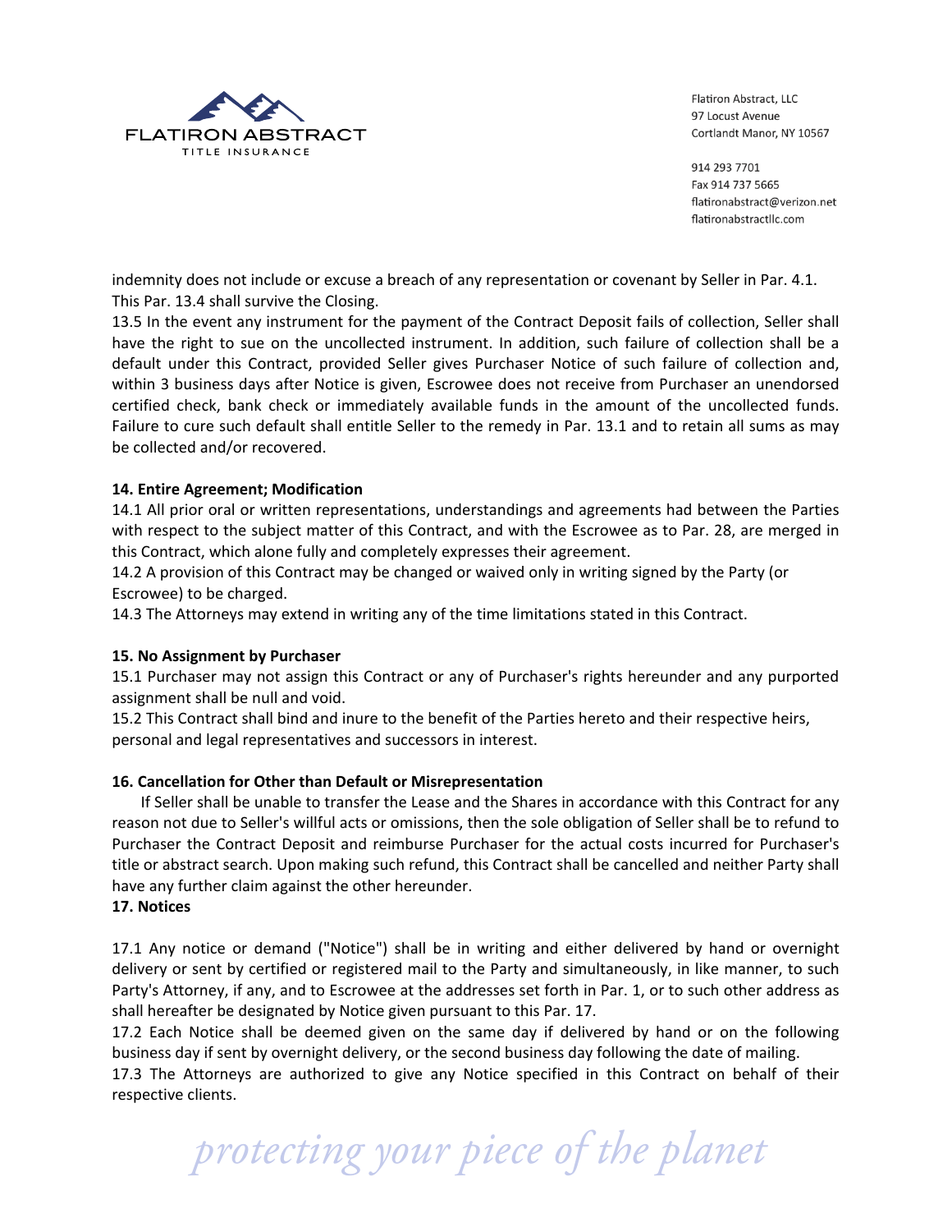indemnity does not include or excuse a breach of any representation or covenant by Seller in Par. 4.1. This Par. 13.4 shall survive the Closing.

13.5 In the event any instrument for the payment of the Contract Deposit fails of collection, Seller shall have the right to sue on the uncollected instrument. In addition, such failure of collection shall be a default under this Contract, provided Seller gives Purchaser Notice of such failure of collection and, within 3 business days after Notice is given, Escrowee does not receive from Purchaser an unendorsed certified check, bank check or immediately available funds in the amount of the uncollected funds. Failure to cure such default shall entitle Seller to the remedy in Par. 13.1 and to retain all sums as may be collected and/or recovered.

**14. Entire Agreement; Modification**

14.1 All prior oral or written representations, understandings and agreements had between the Parties with respect to the subject matter of this Contract, and with the Escrowee as to Par. 28, are merged in this Contract, which alone fully and completely expresses their agreement.

14.2 A provision of this Contract may be changed or waived only in writing signed by the Party (or Escrowee) to be charged.

14.3 The Attorneys may extend in writing any of the time limitations stated in this Contract.

**15. No Assignment by Purchaser**

15.1 Purchaser may not assign this Contract or any of Purchaser's rights hereunder and any purported assignment shall be null and void.

15.2 This Contract shall bind and inure to the benefit of the Parties hereto and their respective heirs, personal and legal representatives and successors in interest.

**16. Cancellation for Other than Default or Misrepresentation**

If Seller shall be unable to transfer the Lease and the Shares in accordance with this Contract for any reason not due to Seller's willful acts or omissions, then the sole obligation of Seller shall be to refund to Purchaser the Contract Deposit and reimburse Purchaser for the actual costs incurred for Purchaser's title or abstract search. Upon making such refund, this Contract shall be cancelled and neither Party shall have any further claim against the other hereunder.

**17. Notices**

17.1 Any notice or demand ("Notice") shall be in writing and either delivered by hand or overnight delivery or sent by certified or registered mail to the Party and simultaneously, in like manner, to such Party's Attorney, if any, and to Escrowee at the addresses set forth in Par. 1, or to such other address as shall hereafter be designated by Notice given pursuant to this Par. 17.

17.2 Each Notice shall be deemed given on the same day if delivered by hand or on the following business day if sent by overnight delivery, or the second business day following the date of mailing.

17.3 The Attorneys are authorized to give any Notice specified in this Contract on behalf of their respective clients.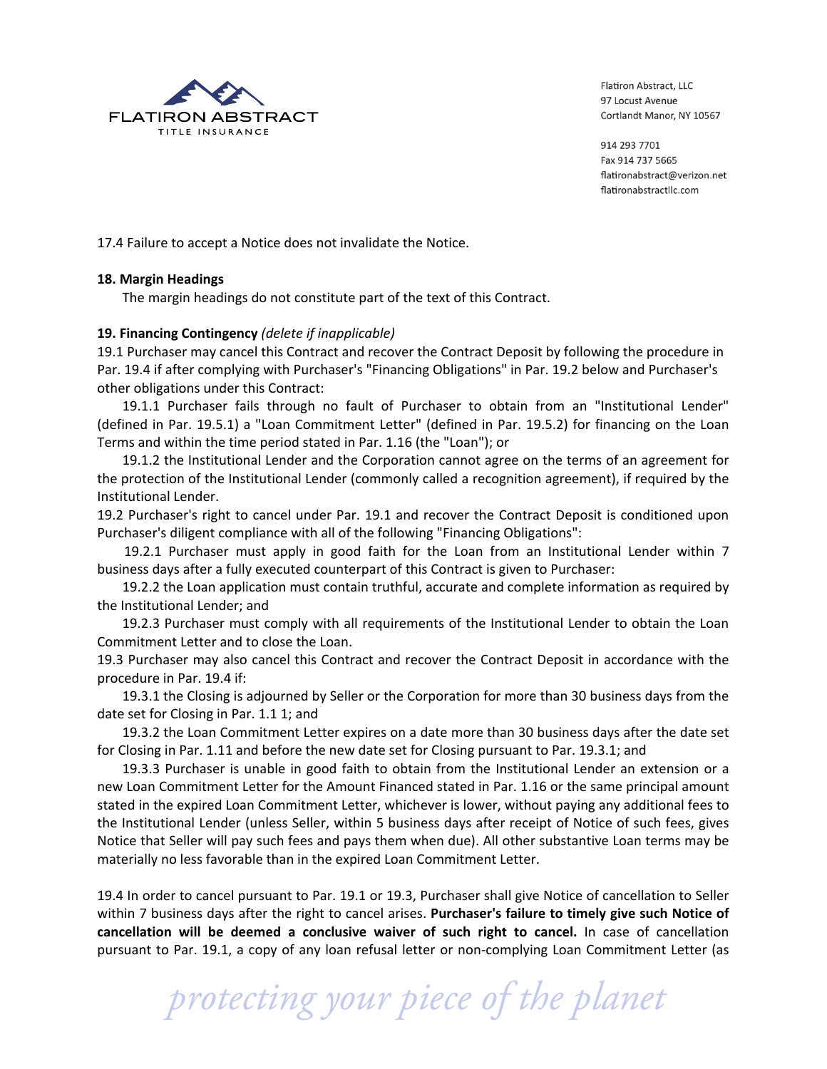17.4 Failure to accept a Notice does not invalidate the Notice.

**18. Margin Headings**

The margin headings do not constitute part of the text of this Contract.

**19. Financing Contingency** *(delete if inapplicable)*

19.1 Purchaser may cancel this Contract and recover the Contract Deposit by following the procedure in Par. 19.4 if after complying with Purchaser's "Financing Obligations" in Par. 19.2 below and Purchaser's other obligations under this Contract:

19.1.1 Purchaser fails through no fault of Purchaser to obtain from an "Institutional Lender" (defined in Par. 19.5.1) a "Loan Commitment Letter" (defined in Par. 19.5.2) for financing on the Loan Terms and within the time period stated in Par. 1.16 (the "Loan"); or

19.1.2 the Institutional Lender and the Corporation cannot agree on the terms of an agreement for the protection of the Institutional Lender (commonly called a recognition agreement), if required by the Institutional Lender.

19.2 Purchaser's right to cancel under Par. 19.1 and recover the Contract Deposit is conditioned upon Purchaser's diligent compliance with all of the following "Financing Obligations":

19.2.1 Purchaser must apply in good faith for the Loan from an Institutional Lender within 7 business days after a fully executed counterpart of this Contract is given to Purchaser:

19.2.2 the Loan application must contain truthful, accurate and complete information as required by the Institutional Lender; and

19.2.3 Purchaser must comply with all requirements of the Institutional Lender to obtain the Loan Commitment Letter and to close the Loan.

19.3 Purchaser may also cancel this Contract and recover the Contract Deposit in accordance with the procedure in Par. 19.4 if:

19.3.1 the Closing is adjourned by Seller or the Corporation for more than 30 business days from the date set for Closing in Par. 1.1 1; and

19.3.2 the Loan Commitment Letter expires on a date more than 30 business days after the date set for Closing in Par. 1.11 and before the new date set for Closing pursuant to Par. 19.3.1; and

19.3.3 Purchaser is unable in good faith to obtain from the Institutional Lender an extension or a new Loan Commitment Letter for the Amount Financed stated in Par. 1.16 or the same principal amount stated in the expired Loan Commitment Letter, whichever is lower, without paying any additional fees to the Institutional Lender (unless Seller, within 5 business days after receipt of Notice of such fees, gives Notice that Seller will pay such fees and pays them when due). All other substantive Loan terms may be materially no less favorable than in the expired Loan Commitment Letter.

19.4 In order to cancel pursuant to Par. 19.1 or 19.3, Purchaser shall give Notice of cancellation to Seller within 7 business days after the right to cancel arises. **Purchaser's failure to timely give such Notice of cancellation will be deemed a conclusive waiver of such right to cancel.** In case of cancellation pursuant to Par. 19.1, a copy of any loan refusal letter or non-complying Loan Commitment Letter (as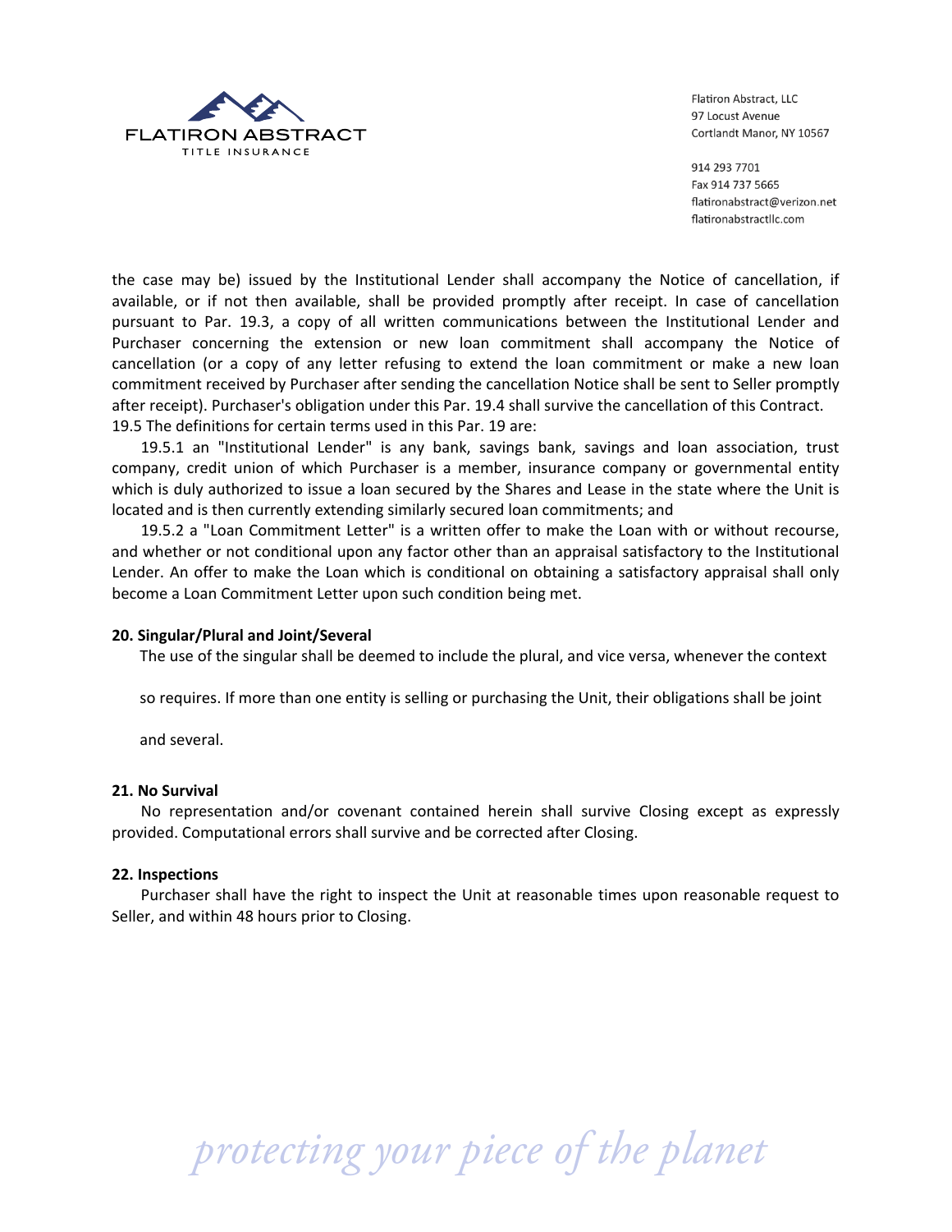the case may be) issued by the Institutional Lender shall accompany the Notice of cancellation, if available, or if not then available, shall be provided promptly after receipt. In case of cancellation pursuant to Par. 19.3, a copy of all written communications between the Institutional Lender and Purchaser concerning the extension or new loan commitment shall accompany the Notice of cancellation (or a copy of any letter refusing to extend the loan commitment or make a new loan commitment received by Purchaser after sending the cancellation Notice shall be sent to Seller promptly after receipt). Purchaser's obligation under this Par. 19.4 shall survive the cancellation of this Contract.

19.5 The definitions for certain terms used in this Par. 19 are:

19.5.1 an "Institutional Lender" is any bank, savings bank, savings and loan association, trust company, credit union of which Purchaser is a member, insurance company or governmental entity which is duly authorized to issue a loan secured by the Shares and Lease in the state where the Unit is located and is then currently extending similarly secured loan commitments; and

19.5.2 a "Loan Commitment Letter" is a written offer to make the Loan with or without recourse, and whether or not conditional upon any factor other than an appraisal satisfactory to the Institutional Lender. An offer to make the Loan which is conditional on obtaining a satisfactory appraisal shall only become a Loan Commitment Letter upon such condition being met.

**20. Singular/Plural and Joint/Several**

The use of the singular shall be deemed to include the plural, and vice versa, whenever the context so requires. If more than one entity is selling or purchasing the Unit, their obligations shall be joint and several.

**21. No Survival**

No representation and/or covenant contained herein shall survive Closing except as expressly provided. Computational errors shall survive and be corrected after Closing.

**22. Inspections**

Purchaser shall have the right to inspect the Unit at reasonable times upon reasonable request to Seller, and within 48 hours prior to Closing.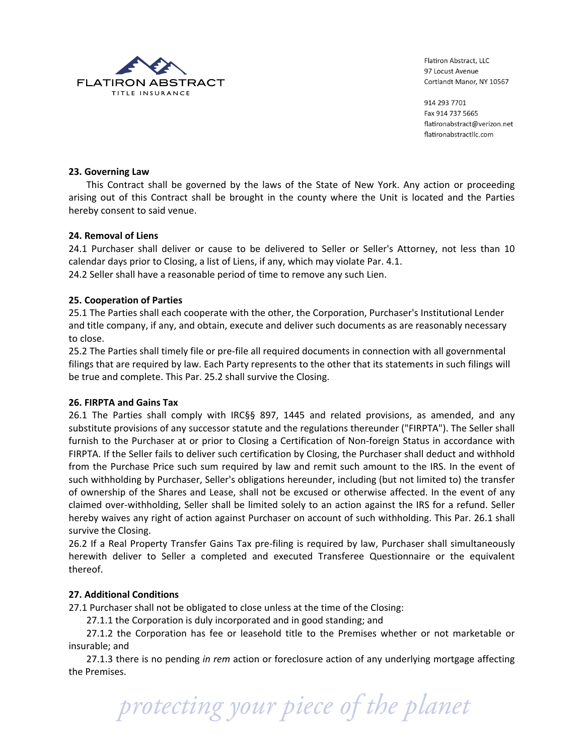**23. Governing Law**

This Contract shall be governed by the laws of the State of New York. Any action or proceeding arising out of this Contract shall be brought in the county where the Unit is located and the Parties hereby consent to said venue.

**24. Removal of Liens**

24.1 Purchaser shall deliver or cause to be delivered to Seller or Seller's Attorney, not less than 10 calendar days prior to Closing, a list of Liens, if any, which may violate Par. 4.1.

24.2 Seller shall have a reasonable period of time to remove any such Lien.

**25. Cooperation of Parties**

25.1 The Parties shall each cooperate with the other, the Corporation, Purchaser's Institutional Lender and title company, if any, and obtain, execute and deliver such documents as are reasonably necessary to close.

25.2 The Parties shall timely file or pre-file all required documents in connection with all governmental filings that are required by law. Each Party represents to the other that its statements in such filings will be true and complete. This Par. 25.2 shall survive the Closing.

**26. FIRPTA and Gains Tax**

26.1 The Parties shall comply with IRC§§ 897, 1445 and related provisions, as amended, and any substitute provisions of any successor statute and the regulations thereunder ("FIRPTA"). The Seller shall furnish to the Purchaser at or prior to Closing a Certification of Non-foreign Status in accordance with FIRPTA. If the Seller fails to deliver such certification by Closing, the Purchaser shall deduct and withhold from the Purchase Price such sum required by law and remit such amount to the IRS. In the event of such withholding by Purchaser, Seller's obligations hereunder, including (but not limited to) the transfer of ownership of the Shares and Lease, shall not be excused or otherwise affected. In the event of any claimed over-withholding, Seller shall be limited solely to an action against the IRS for a refund. Seller hereby waives any right of action against Purchaser on account of such withholding. This Par. 26.1 shall survive the Closing.

26.2 If a Real Property Transfer Gains Tax pre-filing is required by law, Purchaser shall simultaneously herewith deliver to Seller a completed and executed Transferee Questionnaire or the equivalent thereof.

**27. Additional Conditions**

27.1 Purchaser shall not be obligated to close unless at the time of the Closing:

27.1.1 the Corporation is duly incorporated and in good standing; and

27.1.2 the Corporation has fee or leasehold title to the Premises whether or not marketable or insurable; and

27.1.3 there is no pending *in rem* action or foreclosure action of any underlying mortgage affecting the Premises.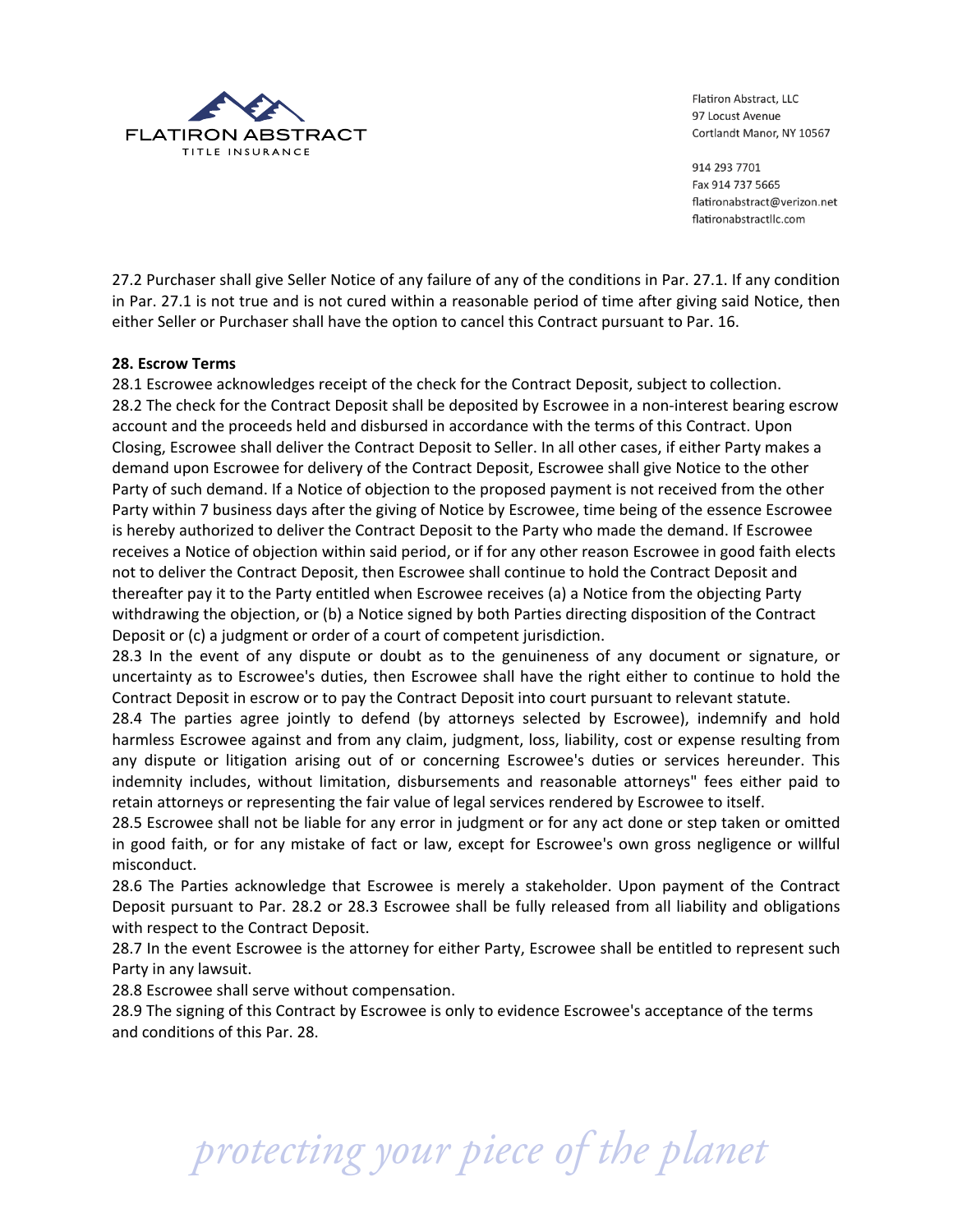27.2 Purchaser shall give Seller Notice of any failure of any of the conditions in Par. 27.1. If any condition in Par. 27.1 is not true and is not cured within a reasonable period of time after giving said Notice, then either Seller or Purchaser shall have the option to cancel this Contract pursuant to Par. 16.

**28. Escrow Terms**

28.1 Escrowee acknowledges receipt of the check for the Contract Deposit, subject to collection.

28.2 The check for the Contract Deposit shall be deposited by Escrowee in a non-interest bearing escrow account and the proceeds held and disbursed in accordance with the terms of this Contract. Upon Closing, Escrowee shall deliver the Contract Deposit to Seller. In all other cases, if either Party makes a demand upon Escrowee for delivery of the Contract Deposit, Escrowee shall give Notice to the other Party of such demand. If a Notice of objection to the proposed payment is not received from the other Party within 7 business days after the giving of Notice by Escrowee, time being of the essence Escrowee is hereby authorized to deliver the Contract Deposit to the Party who made the demand. If Escrowee receives a Notice of objection within said period, or if for any other reason Escrowee in good faith elects not to deliver the Contract Deposit, then Escrowee shall continue to hold the Contract Deposit and thereafter pay it to the Party entitled when Escrowee receives (a) a Notice from the objecting Party withdrawing the objection, or (b) a Notice signed by both Parties directing disposition of the Contract Deposit or (c) a judgment or order of a court of competent jurisdiction.

28.3 In the event of any dispute or doubt as to the genuineness of any document or signature, or uncertainty as to Escrowee's duties, then Escrowee shall have the right either to continue to hold the Contract Deposit in escrow or to pay the Contract Deposit into court pursuant to relevant statute.

28.4 The parties agree jointly to defend (by attorneys selected by Escrowee), indemnify and hold harmless Escrowee against and from any claim, judgment, loss, liability, cost or expense resulting from any dispute or litigation arising out of or concerning Escrowee's duties or services hereunder. This indemnity includes, without limitation, disbursements and reasonable attorneys" fees either paid to retain attorneys or representing the fair value of legal services rendered by Escrowee to itself.

28.5 Escrowee shall not be liable for any error in judgment or for any act done or step taken or omitted in good faith, or for any mistake of fact or law, except for Escrowee's own gross negligence or willful misconduct.

28.6 The Parties acknowledge that Escrowee is merely a stakeholder. Upon payment of the Contract Deposit pursuant to Par. 28.2 or 28.3 Escrowee shall be fully released from all liability and obligations with respect to the Contract Deposit.

28.7 In the event Escrowee is the attorney for either Party, Escrowee shall be entitled to represent such Party in any lawsuit.

28.8 Escrowee shall serve without compensation.

28.9 The signing of this Contract by Escrowee is only to evidence Escrowee's acceptance of the terms and conditions of this Par. 28.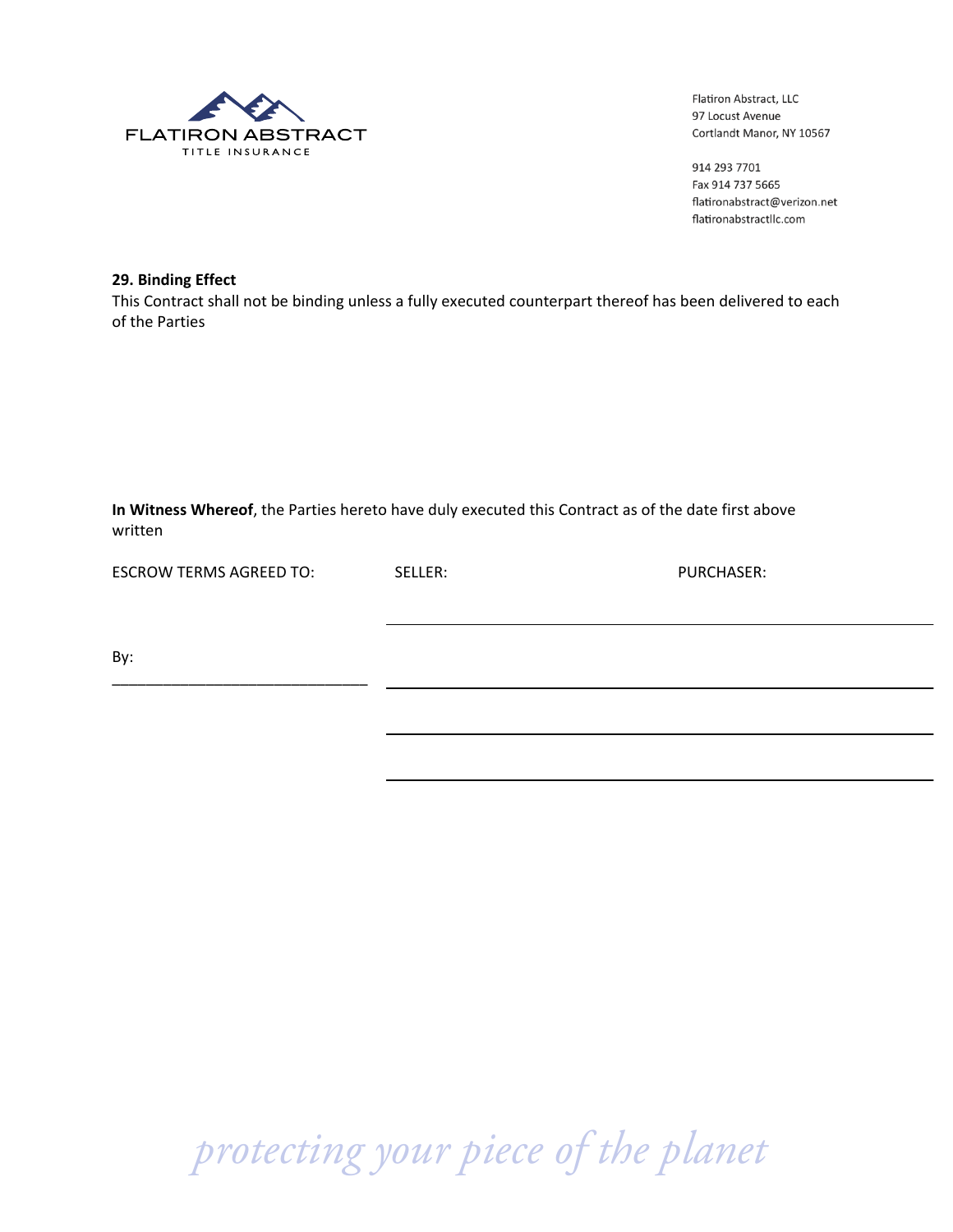**29. Binding Effect**

This Contract shall not be binding unless a fully executed counterpart thereof has been delivered to each of the Parties

**In Witness Whereof**, the Parties hereto have duly executed this Contract as of the date first above written

| ESCROW TERMS AGREED TO: | SELLER: | PURCHASER: |
| --- | --- | --- |
| | ______________________ | ______________________ |
| By: ______________________________ | ______________________ | ______________________ |
| | ______________________ | ______________________ |
| | ______________________ | ______________________ |